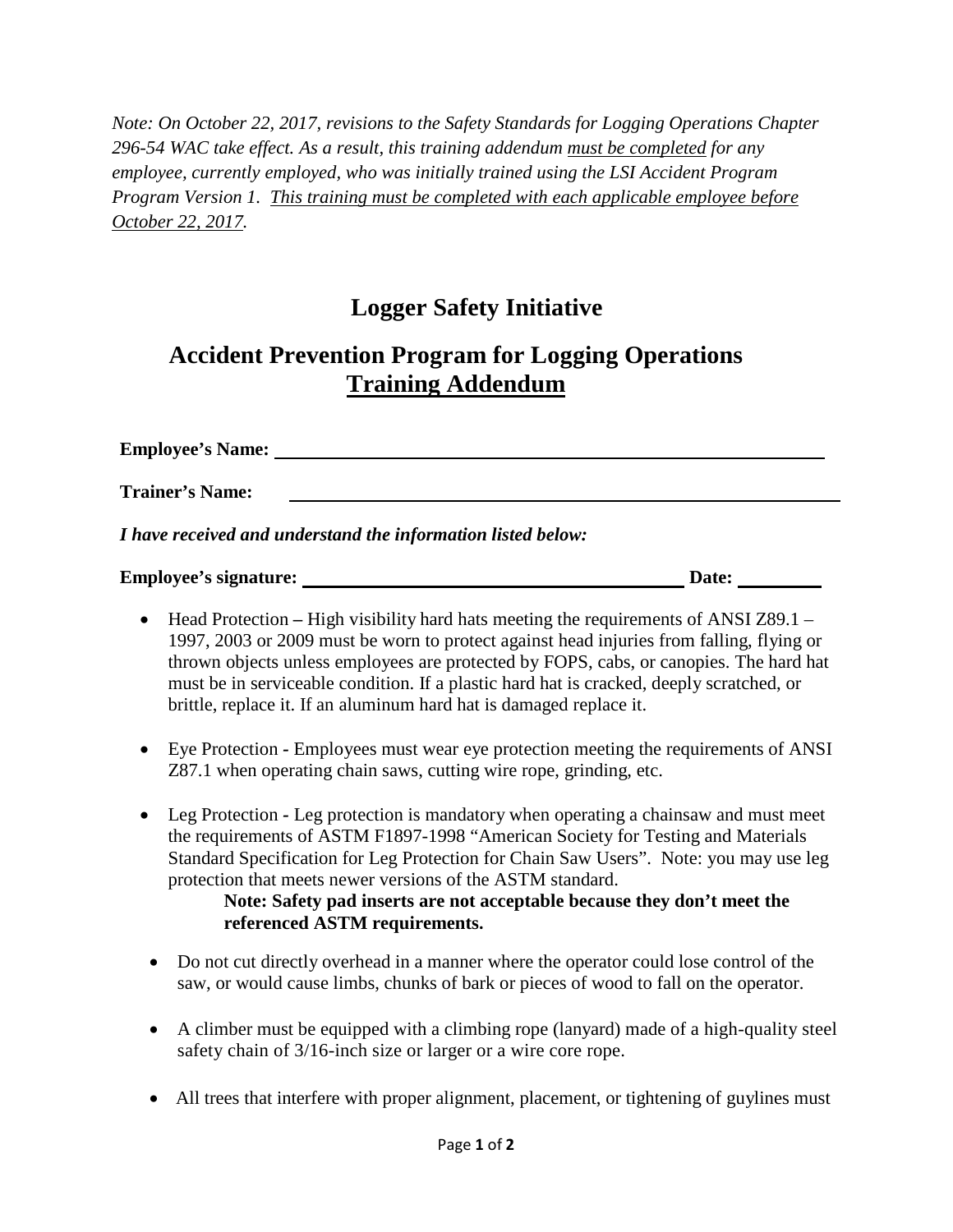*Note: On October 22, 2017, revisions to the Safety Standards for Logging Operations Chapter 296-54 WAC take effect. As a result, this training addendum must be completed for any employee, currently employed, who was initially trained using the LSI Accident Program Program Version 1. This training must be completed with each applicable employee before October 22, 2017.*

# Logger Safety Initiative

## Accident Prevention Program for Logging Operations Training Addendum

**Employee's Name:** ______________________________

**Trainer's Name:** ______________________________

***I have received and understand the information listed below:***

**Employee's signature:** ______________________________ **Date:** __________

- Head Protection – High visibility hard hats meeting the requirements of ANSI Z89.1 – 1997, 2003 or 2009 must be worn to protect against head injuries from falling, flying or thrown objects unless employees are protected by FOPS, cabs, or canopies. The hard hat must be in serviceable condition. If a plastic hard hat is cracked, deeply scratched, or brittle, replace it. If an aluminum hard hat is damaged replace it.

- Eye Protection - Employees must wear eye protection meeting the requirements of ANSI Z87.1 when operating chain saws, cutting wire rope, grinding, etc.

- Leg Protection - Leg protection is mandatory when operating a chainsaw and must meet the requirements of ASTM F1897-1998 "American Society for Testing and Materials Standard Specification for Leg Protection for Chain Saw Users". Note: you may use leg protection that meets newer versions of the ASTM standard.

  **Note: Safety pad inserts are not acceptable because they don't meet the referenced ASTM requirements.**

- Do not cut directly overhead in a manner where the operator could lose control of the saw, or would cause limbs, chunks of bark or pieces of wood to fall on the operator.

- A climber must be equipped with a climbing rope (lanyard) made of a high-quality steel safety chain of 3/16-inch size or larger or a wire core rope.

- All trees that interfere with proper alignment, placement, or tightening of guylines must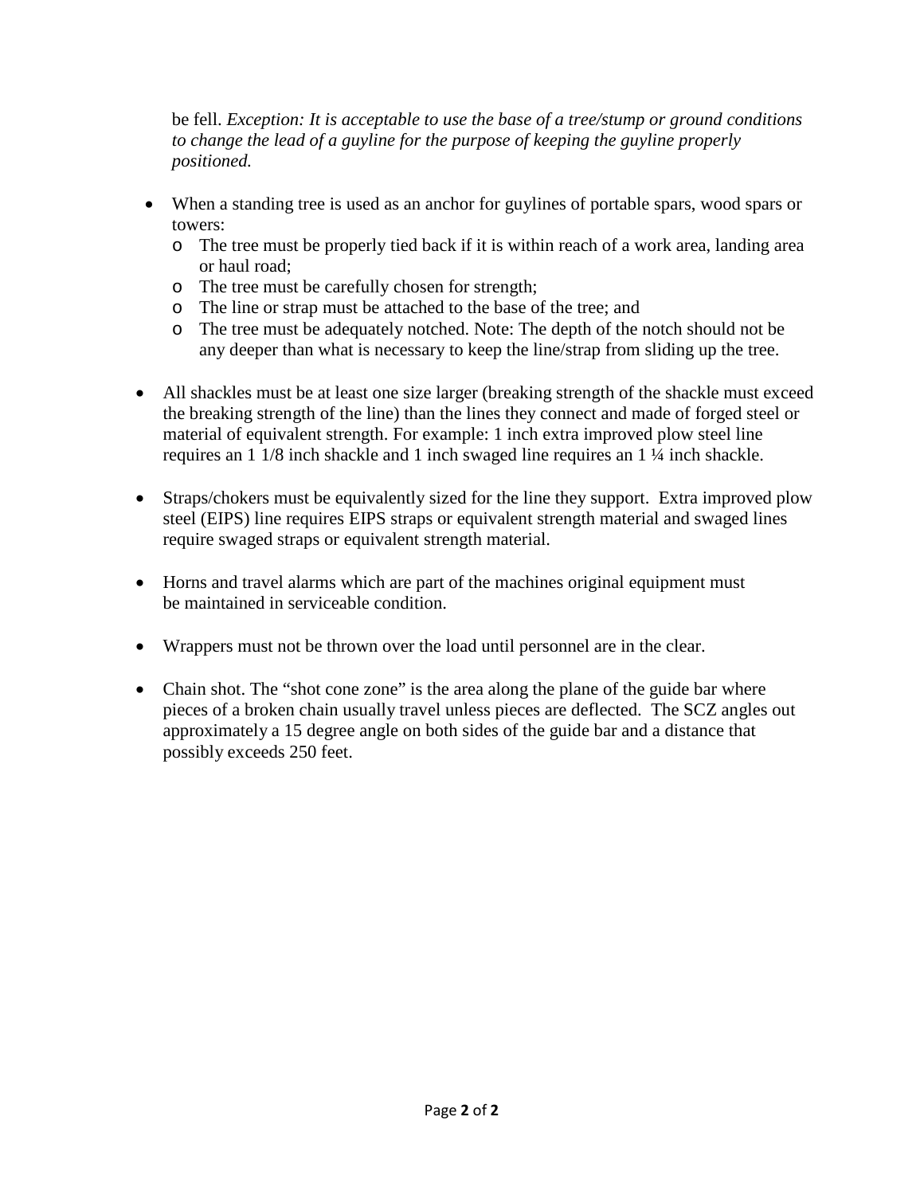be fell. *Exception: It is acceptable to use the base of a tree/stump or ground conditions to change the lead of a guyline for the purpose of keeping the guyline properly positioned.*

- When a standing tree is used as an anchor for guylines of portable spars, wood spars or towers:
  - The tree must be properly tied back if it is within reach of a work area, landing area or haul road;
  - The tree must be carefully chosen for strength;
  - The line or strap must be attached to the base of the tree; and
  - The tree must be adequately notched. Note: The depth of the notch should not be any deeper than what is necessary to keep the line/strap from sliding up the tree.

- All shackles must be at least one size larger (breaking strength of the shackle must exceed the breaking strength of the line) than the lines they connect and made of forged steel or material of equivalent strength. For example: 1 inch extra improved plow steel line requires an 1 1/8 inch shackle and 1 inch swaged line requires an 1 ¼ inch shackle.

- Straps/chokers must be equivalently sized for the line they support. Extra improved plow steel (EIPS) line requires EIPS straps or equivalent strength material and swaged lines require swaged straps or equivalent strength material.

- Horns and travel alarms which are part of the machines original equipment must be maintained in serviceable condition.

- Wrappers must not be thrown over the load until personnel are in the clear.

- Chain shot. The "shot cone zone" is the area along the plane of the guide bar where pieces of a broken chain usually travel unless pieces are deflected. The SCZ angles out approximately a 15 degree angle on both sides of the guide bar and a distance that possibly exceeds 250 feet.